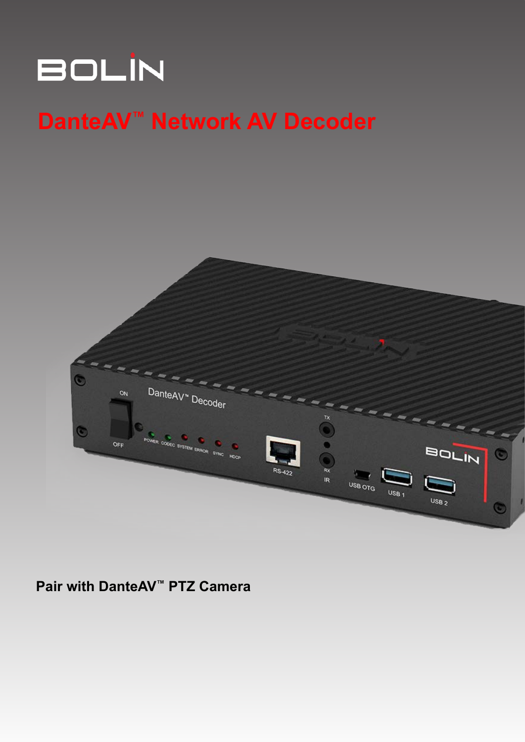BOLIN

# DanteAV™ Network AV Decoder

**Pair with DanteAV™ PTZ Camera**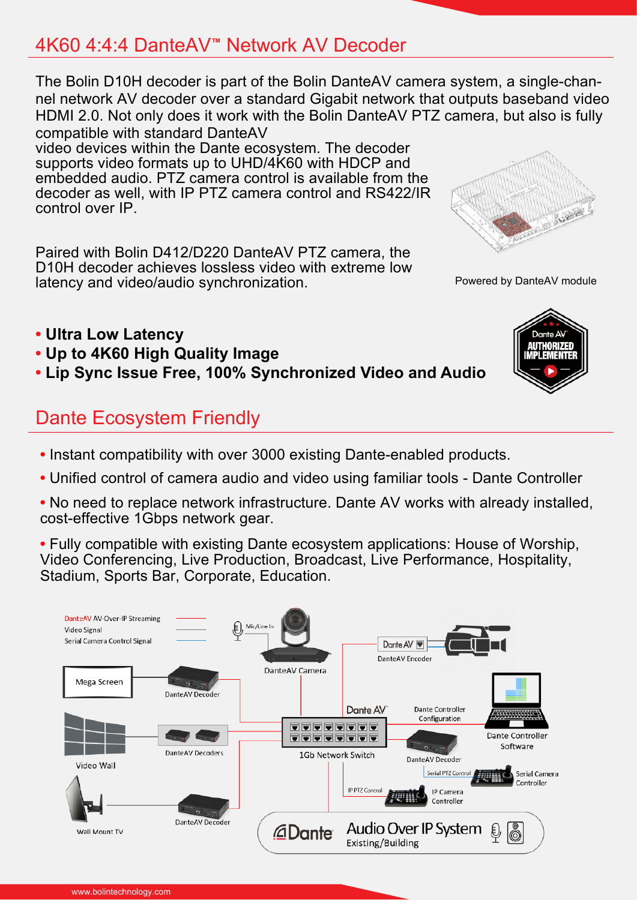# 4K60 4:4:4 DanteAV™ Network AV Decoder

The Bolin D10H decoder is part of the Bolin DanteAV camera system, a single-channel network AV decoder over a standard Gigabit network that outputs baseband video HDMI 2.0. Not only does it work with the Bolin DanteAV PTZ camera, but also is fully compatible with standard DanteAV video devices within the Dante ecosystem. The decoder supports video formats up to UHD/4K60 with HDCP and embedded audio. PTZ camera control is available from the decoder as well, with IP PTZ camera control and RS422/IR control over IP.

Paired with Bolin D412/D220 DanteAV PTZ camera, the D10H decoder achieves lossless video with extreme low latency and video/audio synchronization.

Powered by DanteAV module

- **Ultra Low Latency**
- **Up to 4K60 High Quality Image**
- **Lip Sync Issue Free, 100% Synchronized Video and Audio**

Dante AV™ AUTHORIZED IMPLEMENTER

## Dante Ecosystem Friendly

- Instant compatibility with over 3000 existing Dante-enabled products.
- Unified control of camera audio and video using familiar tools - Dante Controller
- No need to replace network infrastructure. Dante AV works with already installed, cost-effective 1Gbps network gear.
- Fully compatible with existing Dante ecosystem applications: House of Worship, Video Conferencing, Live Production, Broadcast, Live Performance, Hospitality, Stadium, Sports Bar, Corporate, Education.

DanteAV AV-Over-IP Streaming
Video Signal
Serial Camera Control Signal

Mic/Line In
DanteAV Camera
DanteAV Encoder
Mega Screen
DanteAV Decoder
Dante AV
Dante Controller Configuration
Dante Controller Software
Video Wall
DanteAV Decoders
1Gb Network Switch
DanteAV Decoder
Serial PTZ Control
Serial Camera Controller
IP PTZ Control
IP Camera Controller
Wall Mount TV
DanteAV Decoder
Dante Audio Over IP System Existing/Building

www.bolintechnology.com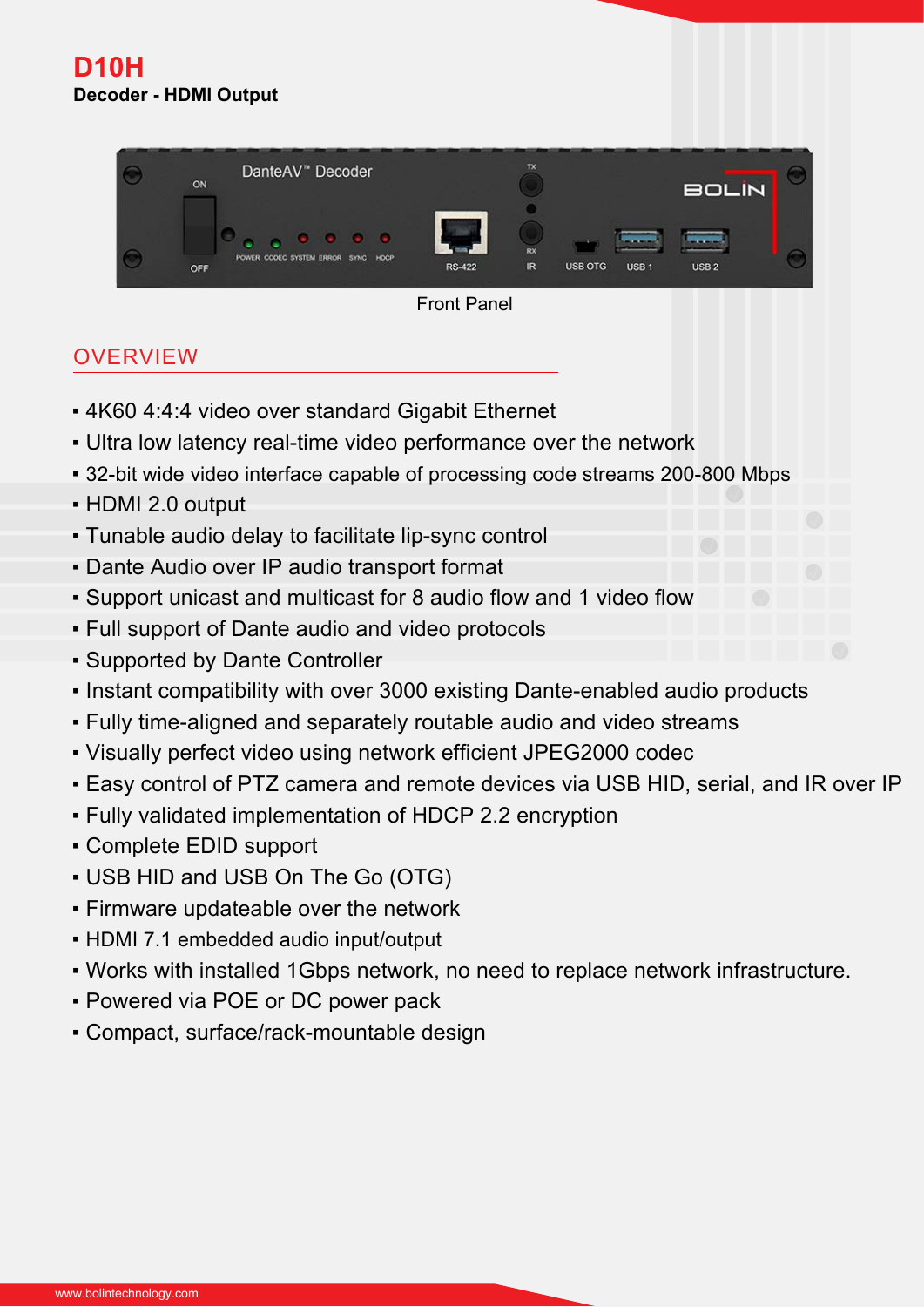# D10H

**Decoder - HDMI Output**

Front Panel

## OVERVIEW

- 4K60 4:4:4 video over standard Gigabit Ethernet
- Ultra low latency real-time video performance over the network
- 32-bit wide video interface capable of processing code streams 200-800 Mbps
- HDMI 2.0 output
- Tunable audio delay to facilitate lip-sync control
- Dante Audio over IP audio transport format
- Support unicast and multicast for 8 audio flow and 1 video flow
- Full support of Dante audio and video protocols
- Supported by Dante Controller
- Instant compatibility with over 3000 existing Dante-enabled audio products
- Fully time-aligned and separately routable audio and video streams
- Visually perfect video using network efficient JPEG2000 codec
- Easy control of PTZ camera and remote devices via USB HID, serial, and IR over IP
- Fully validated implementation of HDCP 2.2 encryption
- Complete EDID support
- USB HID and USB On The Go (OTG)
- Firmware updateable over the network
- HDMI 7.1 embedded audio input/output
- Works with installed 1Gbps network, no need to replace network infrastructure.
- Powered via POE or DC power pack
- Compact, surface/rack-mountable design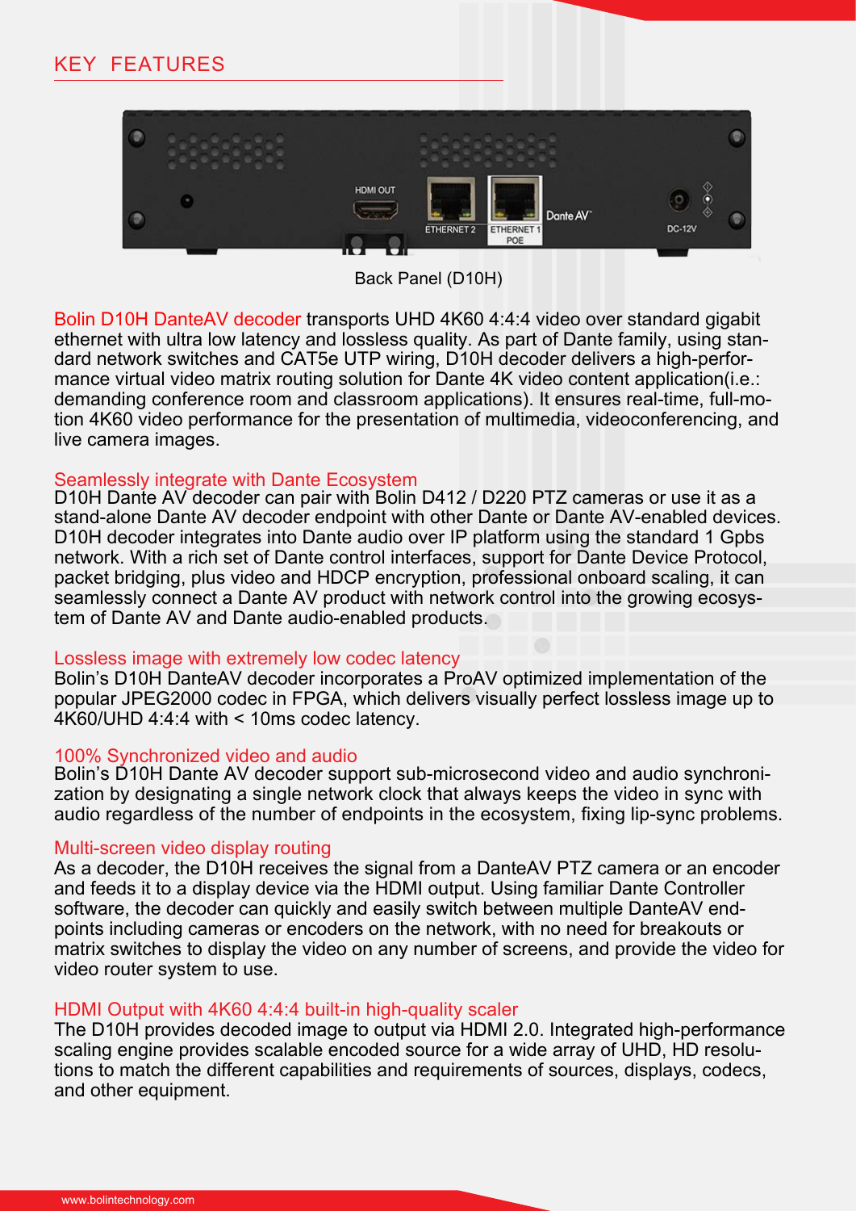## KEY FEATURES

Back Panel (D10H)

Bolin D10H DanteAV decoder transports UHD 4K60 4:4:4 video over standard gigabit ethernet with ultra low latency and lossless quality. As part of Dante family, using standard network switches and CAT5e UTP wiring, D10H decoder delivers a high-performance virtual video matrix routing solution for Dante 4K video content application(i.e.: demanding conference room and classroom applications). It ensures real-time, full-motion 4K60 video performance for the presentation of multimedia, videoconferencing, and live camera images.

### Seamlessly integrate with Dante Ecosystem

D10H Dante AV decoder can pair with Bolin D412 / D220 PTZ cameras or use it as a stand-alone Dante AV decoder endpoint with other Dante or Dante AV-enabled devices. D10H decoder integrates into Dante audio over IP platform using the standard 1 Gpbs network. With a rich set of Dante control interfaces, support for Dante Device Protocol, packet bridging, plus video and HDCP encryption, professional onboard scaling, it can seamlessly connect a Dante AV product with network control into the growing ecosystem of Dante AV and Dante audio-enabled products.

### Lossless image with extremely low codec latency

Bolin's D10H DanteAV decoder incorporates a ProAV optimized implementation of the popular JPEG2000 codec in FPGA, which delivers visually perfect lossless image up to 4K60/UHD 4:4:4 with < 10ms codec latency.

### 100% Synchronized video and audio

Bolin's D10H Dante AV decoder support sub-microsecond video and audio synchronization by designating a single network clock that always keeps the video in sync with audio regardless of the number of endpoints in the ecosystem, fixing lip-sync problems.

### Multi-screen video display routing

As a decoder, the D10H receives the signal from a DanteAV PTZ camera or an encoder and feeds it to a display device via the HDMI output. Using familiar Dante Controller software, the decoder can quickly and easily switch between multiple DanteAV endpoints including cameras or encoders on the network, with no need for breakouts or matrix switches to display the video on any number of screens, and provide the video for video router system to use.

### HDMI Output with 4K60 4:4:4 built-in high-quality scaler

The D10H provides decoded image to output via HDMI 2.0. Integrated high-performance scaling engine provides scalable encoded source for a wide array of UHD, HD resolutions to match the different capabilities and requirements of sources, displays, codecs, and other equipment.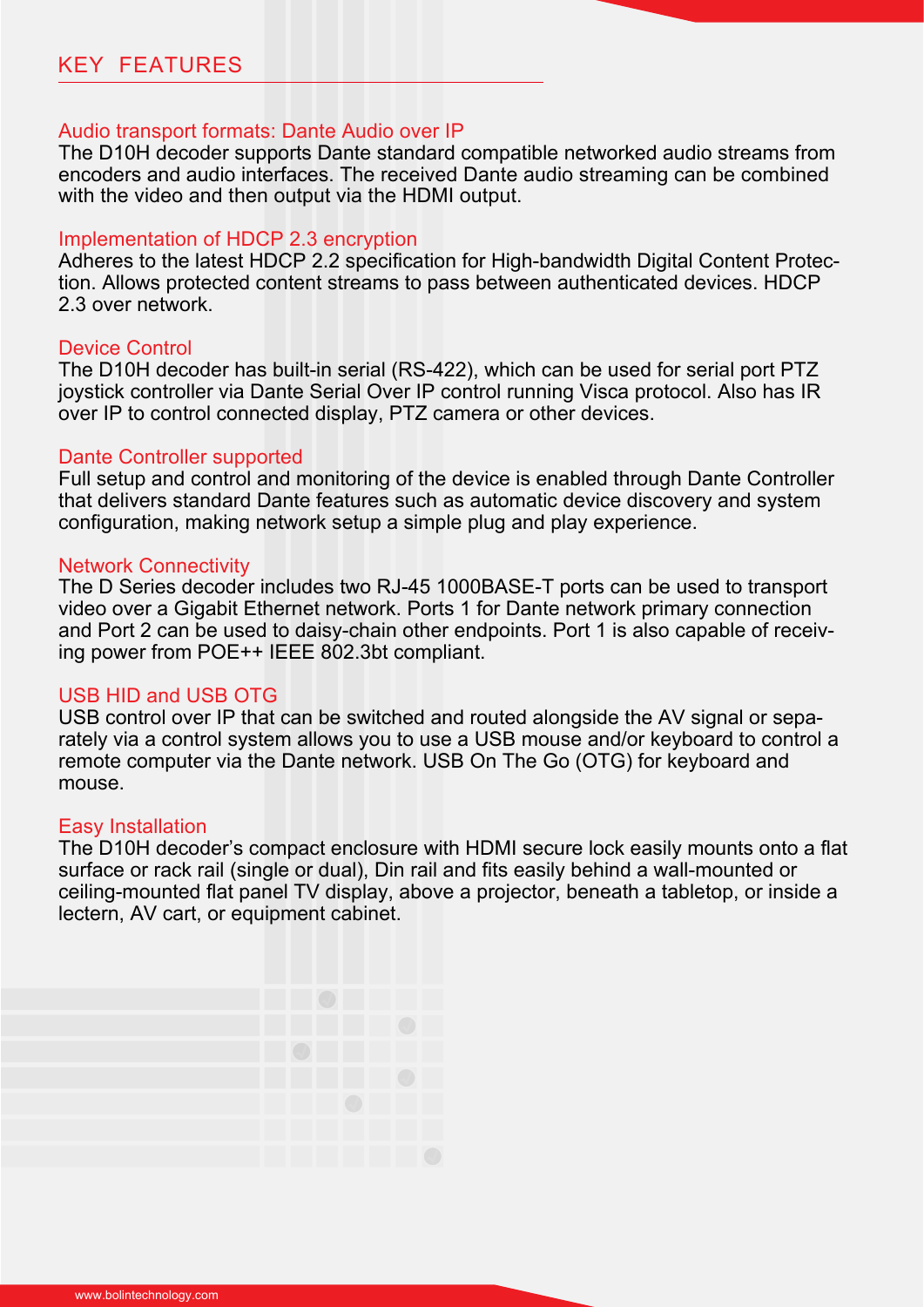## KEY FEATURES

### Audio transport formats: Dante Audio over IP

The D10H decoder supports Dante standard compatible networked audio streams from encoders and audio interfaces. The received Dante audio streaming can be combined with the video and then output via the HDMI output.

### Implementation of HDCP 2.3 encryption

Adheres to the latest HDCP 2.2 specification for High-bandwidth Digital Content Protection. Allows protected content streams to pass between authenticated devices. HDCP 2.3 over network.

### Device Control

The D10H decoder has built-in serial (RS-422), which can be used for serial port PTZ joystick controller via Dante Serial Over IP control running Visca protocol. Also has IR over IP to control connected display, PTZ camera or other devices.

### Dante Controller supported

Full setup and control and monitoring of the device is enabled through Dante Controller that delivers standard Dante features such as automatic device discovery and system configuration, making network setup a simple plug and play experience.

### Network Connectivity

The D Series decoder includes two RJ-45 1000BASE-T ports can be used to transport video over a Gigabit Ethernet network. Ports 1 for Dante network primary connection and Port 2 can be used to daisy-chain other endpoints. Port 1 is also capable of receiving power from POE++ IEEE 802.3bt compliant.

### USB HID and USB OTG

USB control over IP that can be switched and routed alongside the AV signal or separately via a control system allows you to use a USB mouse and/or keyboard to control a remote computer via the Dante network. USB On The Go (OTG) for keyboard and mouse.

### Easy Installation

The D10H decoder's compact enclosure with HDMI secure lock easily mounts onto a flat surface or rack rail (single or dual), Din rail and fits easily behind a wall-mounted or ceiling-mounted flat panel TV display, above a projector, beneath a tabletop, or inside a lectern, AV cart, or equipment cabinet.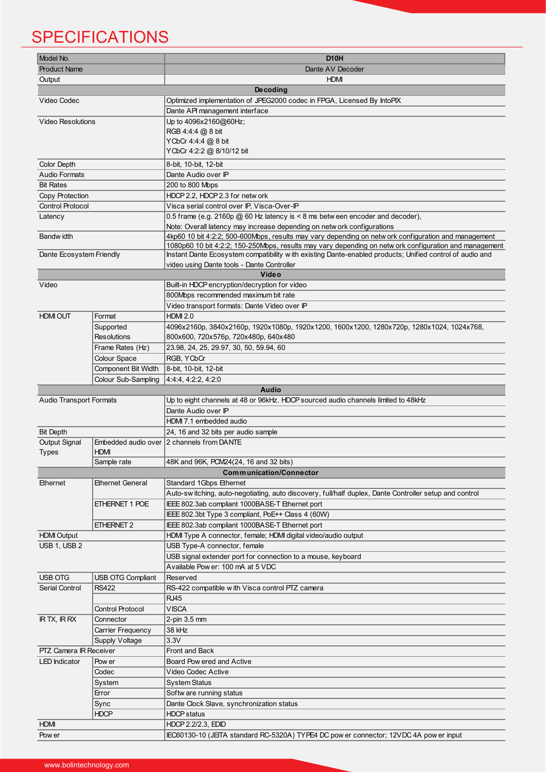# SPECIFICATIONS

| Model No. | | D10H |
|---|---|---|
| Product Name | | Dante AV Decoder |
| Output | | HDMI |
| **Decoding** | | |
| Video Codec | | Optimized implementation of JPEG2000 codec in FPGA, Licensed By IntoPIX |
| | | Dante API management interface |
| Video Resolutions | | Up to 4096x2160@60Hz;<br>RGB 4:4:4 @ 8 bit<br>YCbCr 4:4:4 @ 8 bit<br>YCbCr 4:2:2 @ 8/10/12 bit |
| Color Depth | | 8-bit, 10-bit, 12-bit |
| Audio Formats | | Dante Audio over IP |
| Bit Rates | | 200 to 800 Mbps |
| Copy Protection | | HDCP 2.2, HDCP 2.3 for network |
| Control Protocol | | Visca serial control over IP, Visca-Over-IP |
| Latency | | 0.5 frame (e.g. 2160p @ 60 Hz latency is < 8 ms between encoder and decoder),<br>Note: Overall latency may increase depending on network configurations |
| Bandwidth | | 4kp60 10 bit 4:2:2; 500-600Mbps, results may vary depending on network configuration and management |
| | | 1080p60 10 bit 4:2:2; 150-250Mbps, results may vary depending on network configuration and management |
| Dante Ecosystem Friendly | | Instant Dante Ecosystem compatibility with existing Dante-enabled products; Unified control of audio and video using Dante tools - Dante Controller |
| **Video** | | |
| Video | | Built-in HDCP encryption/decryption for video |
| | | 800Mbps recommended maximum bit rate |
| | | Video transport formats: Dante Video over IP |
| HDMI OUT | Format | HDMI 2.0 |
| | Supported Resolutions | 4096x2160p, 3840x2160p, 1920x1080p, 1920x1200, 1600x1200, 1280x720p, 1280x1024, 1024x768, 800x600, 720x576p, 720x480p, 640x480 |
| | Frame Rates (Hz) | 23.98, 24, 25, 29.97, 30, 50, 59.94, 60 |
| | Colour Space | RGB, YCbCr |
| | Component Bit Width | 8-bit, 10-bit, 12-bit |
| | Colour Sub-Sampling | 4:4:4, 4:2:2, 4:2:0 |
| **Audio** | | |
| Audio Transport Formats | | Up to eight channels at 48 or 96kHz. HDCP sourced audio channels limited to 48kHz |
| | | Dante Audio over IP |
| | | HDMI 7.1 embedded audio |
| Bit Depth | | 24, 16 and 32 bits per audio sample |
| Output Signal Types | Embedded audio over HDMI | 2 channels from DANTE |
| | Sample rate | 48K and 96K, PCM24(24, 16 and 32 bits) |
| **Communication/Connector** | | |
| Ethernet | Ethernet General | Standard 1Gbps Ethernet |
| | | Auto-switching, auto-negotiating, auto discovery, full/half duplex, Dante Controller setup and control |
| | ETHERNET 1 POE | IEEE 802.3ab compliant 1000BASE-T Ethernet port |
| | | IEEE 802.3bt Type 3 compliant, PoE++ Class 4 (60W) |
| | ETHERNET 2 | IEEE 802.3ab compliant 1000BASE-T Ethernet port |
| HDMI Output | | HDMI Type A connector, female; HDMI digital video/audio output |
| USB 1, USB 2 | | USB Type-A connector, female |
| | | USB signal extender port for connection to a mouse, keyboard |
| | | Available Power: 100 mA at 5 VDC |
| USB OTG | USB OTG Compliant | Reserved |
| Serial Control | RS422 | RS-422 compatible with Visca control PTZ camera |
| | | RJ45 |
| | Control Protocol | VISCA |
| IR TX, IR RX | Connector | 2-pin 3.5 mm |
| | Carrier Frequency | 38 kHz |
| | Supply Voltage | 3.3V |
| PTZ Camera IR Receiver | | Front and Back |
| LED Indicator | Power | Board Powered and Active |
| | Codec | Video Codec Active |
| | System | System Status |
| | Error | Software running status |
| | Sync | Dante Clock Slave, synchronization status |
| | HDCP | HDCP status |
| HDMI | | HDCP 2.2/2.3, EDID |
| Power | | IEC60130-10 (JEITA standard RC-5320A) TYPE4 DC power connector; 12VDC 4A power input |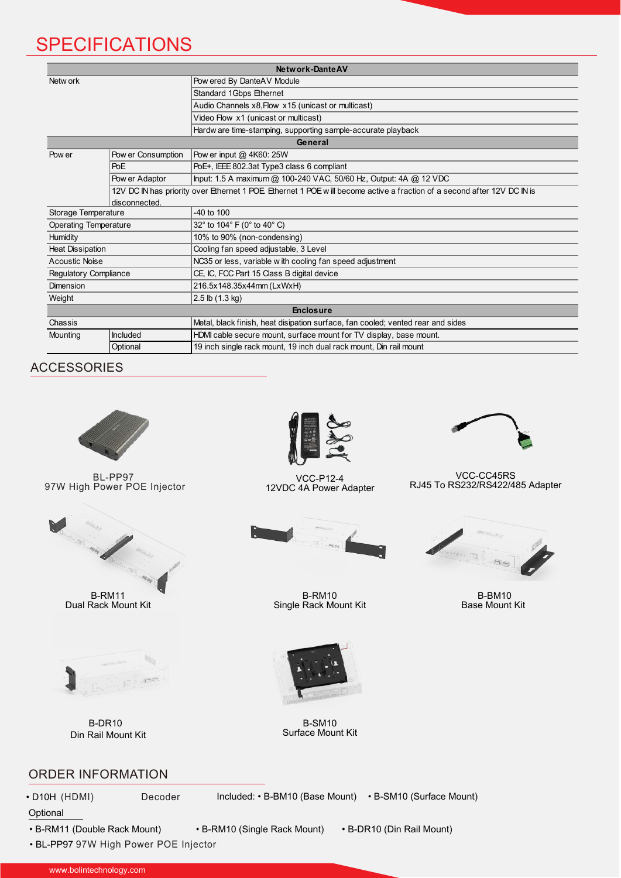# SPECIFICATIONS

| Network-DanteAV | | |
|---|---|---|
| Network | | Powered By DanteAV Module |
| | | Standard 1Gbps Ethernet |
| | | Audio Channels x8,Flow x15 (unicast or multicast) |
| | | Video Flow x1 (unicast or multicast) |
| | | Hardware time-stamping, supporting sample-accurate playback |
| **General** | | |
| Power | Power Consumption | Power input @ 4K60: 25W |
| | PoE | PoE+, IEEE 802.3at Type3 class 6 compliant |
| | Power Adaptor | Input: 1.5 A maximum @ 100-240 VAC, 50/60 Hz, Output: 4A @ 12 VDC |
| | 12V DC IN has priority over Ethernet 1 POE. Ethernet 1 POE will become active a fraction of a second after 12V DC IN is disconnected. | |
| Storage Temperature | | -40 to 100 |
| Operating Temperature | | 32° to 104° F (0° to 40° C) |
| Humidity | | 10% to 90% (non-condensing) |
| Heat Dissipation | | Cooling fan speed adjustable, 3 Level |
| Acoustic Noise | | NC35 or less, variable with cooling fan speed adjustment |
| Regulatory Compliance | | CE, IC, FCC Part 15 Class B digital device |
| Dimension | | 216.5x148.35x44mm (LxWxH) |
| Weight | | 2.5 lb (1.3 kg) |
| **Enclosure** | | |
| Chassis | | Metal, black finish, heat disipation surface, fan cooled; vented rear and sides |
| Mounting | Included | HDMI cable secure mount, surface mount for TV display, base mount. |
| | Optional | 19 inch single rack mount, 19 inch dual rack mount, Din rail mount |

## ACCESSORIES

BL-PP97
97W High Power POE Injector

VCC-P12-4
12VDC 4A Power Adapter

VCC-CC45RS
RJ45 To RS232/RS422/485 Adapter

B-RM11
Dual Rack Mount Kit

B-RM10
Single Rack Mount Kit

B-BM10
Base Mount Kit

B-DR10
Din Rail Mount Kit

B-SM10
Surface Mount Kit

## ORDER INFORMATION

• D10H (HDMI) Decoder Included: • B-BM10 (Base Mount) • B-SM10 (Surface Mount)

Optional

• B-RM11 (Double Rack Mount) • B-RM10 (Single Rack Mount) • B-DR10 (Din Rail Mount)

• BL-PP97 97W High Power POE Injector

www.bolintechnology.com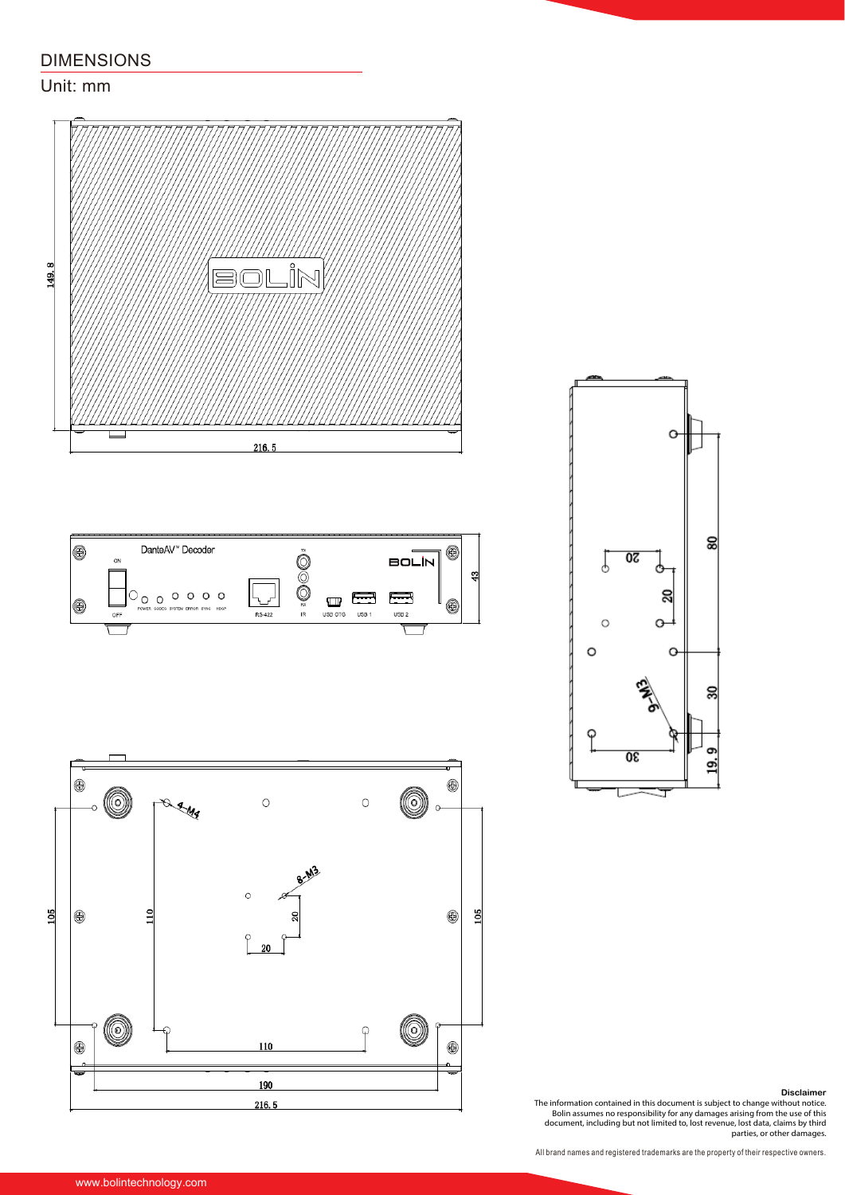## DIMENSIONS

Unit: mm

149.8

216.5

DanteAV™ Decoder

ON

OFF

POWER GOOCO SYSTEM ERROR SYNC HDCP

RS-422

TX

RX

IR

USB OTG

USB 1

USB 2

BOLIN

43

4-M4

8-M3

105

110

20

20

105

110

190

216.5

20

20

80

9-M3

30

30

19.9

**Disclaimer**

The information contained in this document is subject to change without notice. Bolin assumes no responsibility for any damages arising from the use of this document, including but not limited to, lost revenue, lost data, claims by third parties, or other damages.

All brand names and registered trademarks are the property of their respective owners.

www.bolintechnology.com